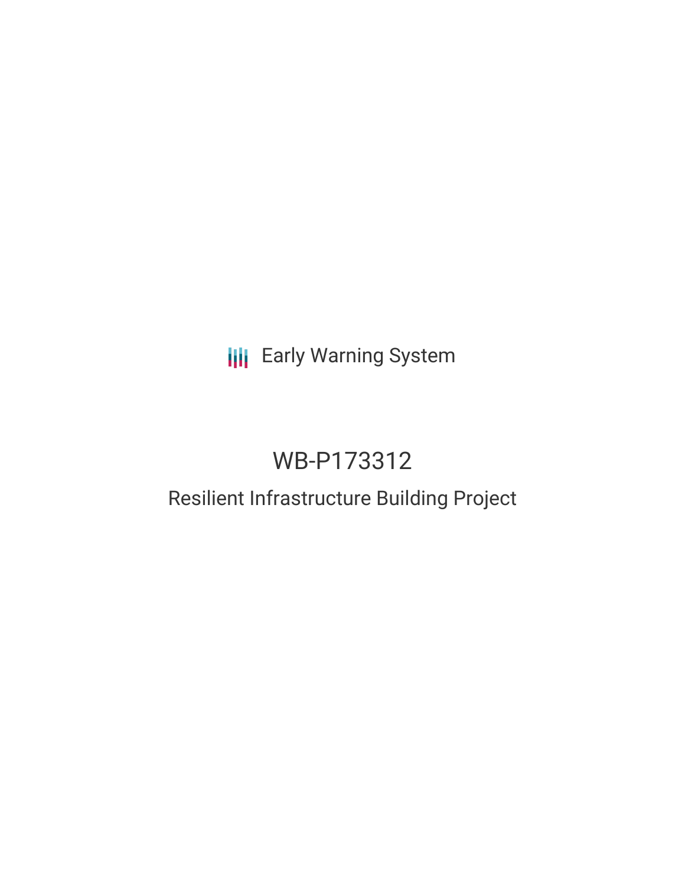Early Warning System

# WB-P173312

## Resilient Infrastructure Building Project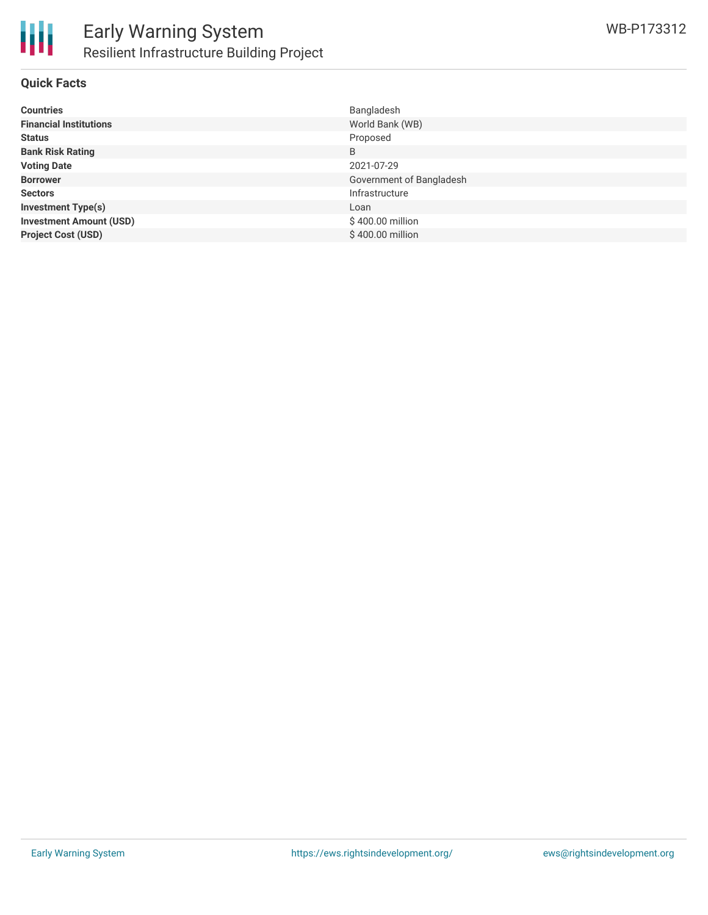# Early Warning System

## Resilient Infrastructure Building Project

WB-P173312

### Quick Facts

| | |
|---|---|
| **Countries** | Bangladesh |
| **Financial Institutions** | World Bank (WB) |
| **Status** | Proposed |
| **Bank Risk Rating** | B |
| **Voting Date** | 2021-07-29 |
| **Borrower** | Government of Bangladesh |
| **Sectors** | Infrastructure |
| **Investment Type(s)** | Loan |
| **Investment Amount (USD)** | $ 400.00 million |
| **Project Cost (USD)** | $ 400.00 million |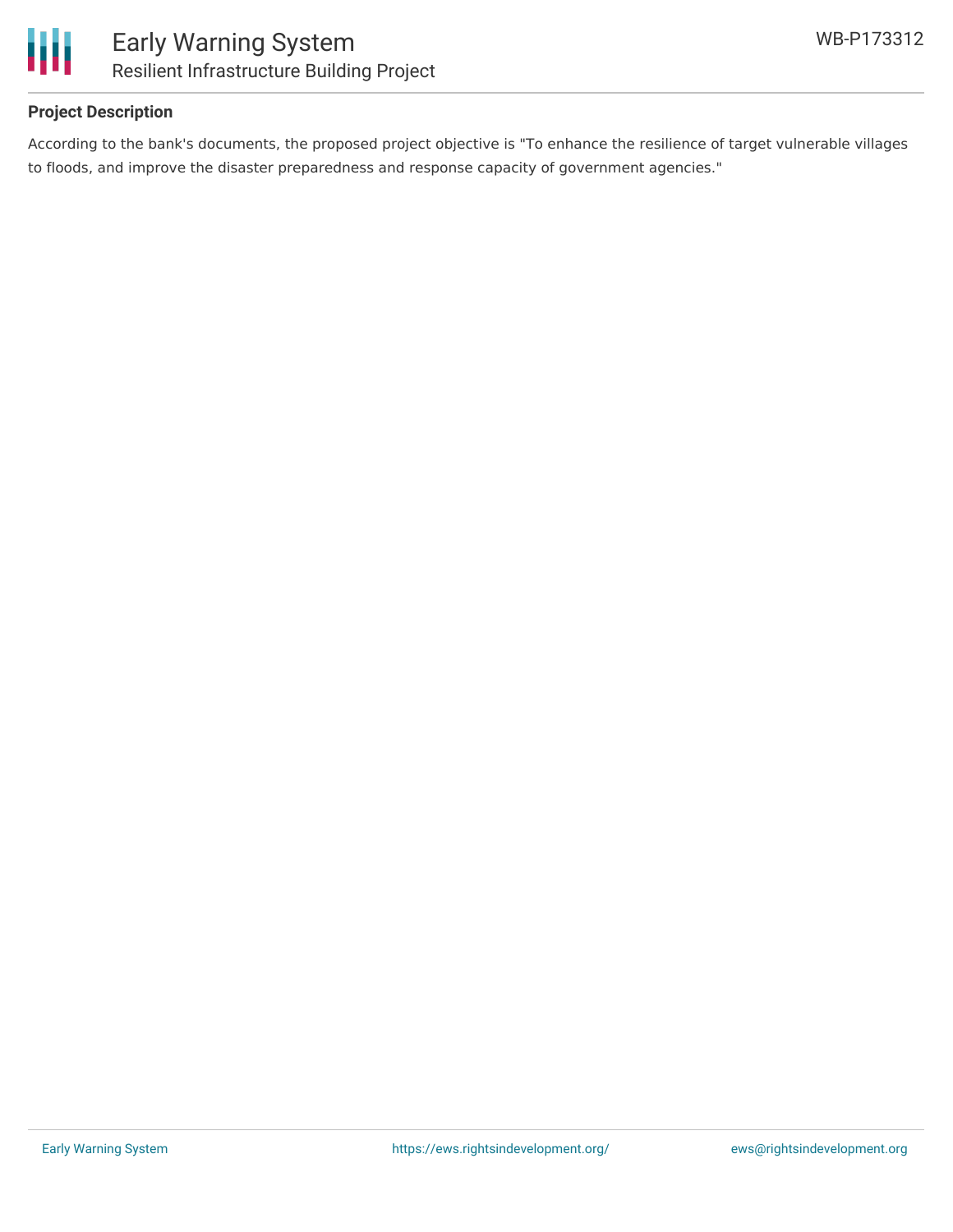## Project Description

According to the bank's documents, the proposed project objective is "To enhance the resilience of target vulnerable villages to floods, and improve the disaster preparedness and response capacity of government agencies."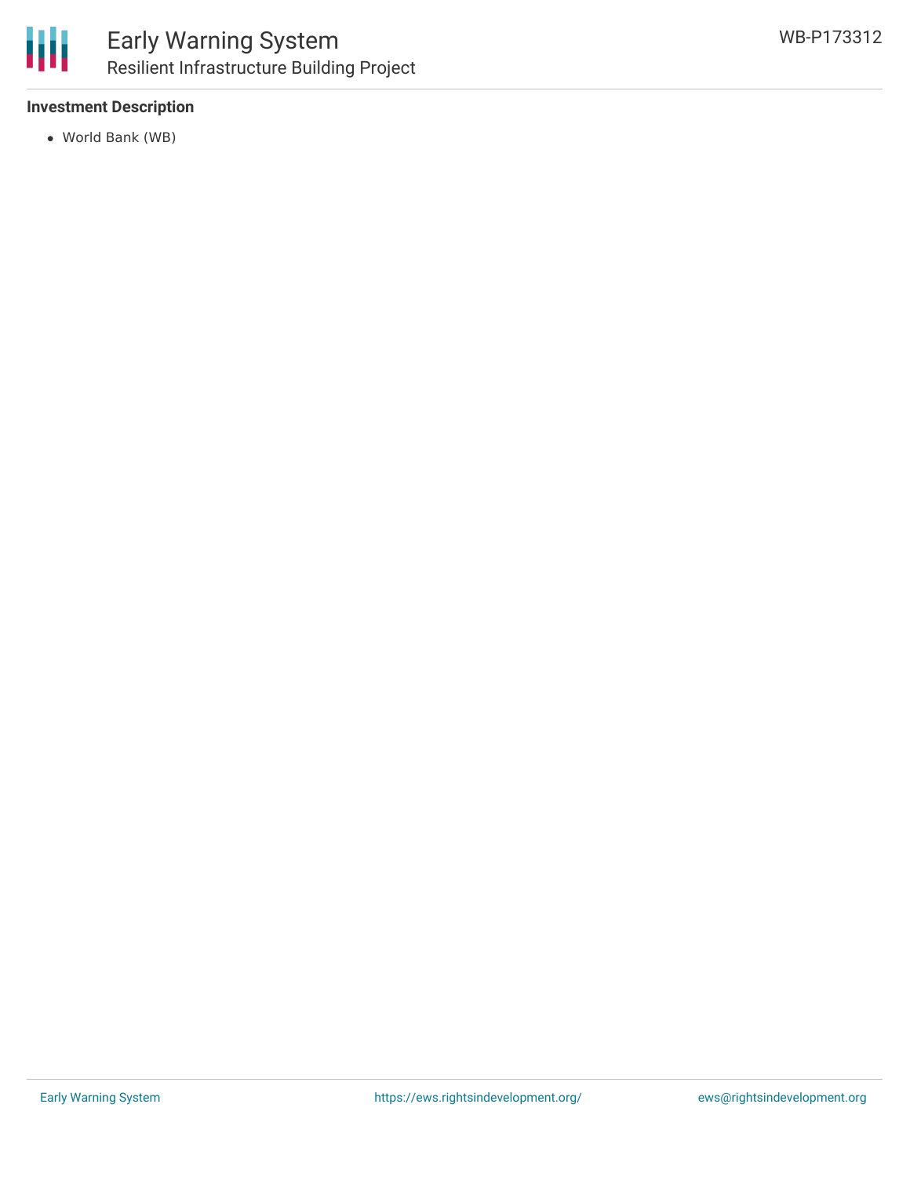**Investment Description**

- World Bank (WB)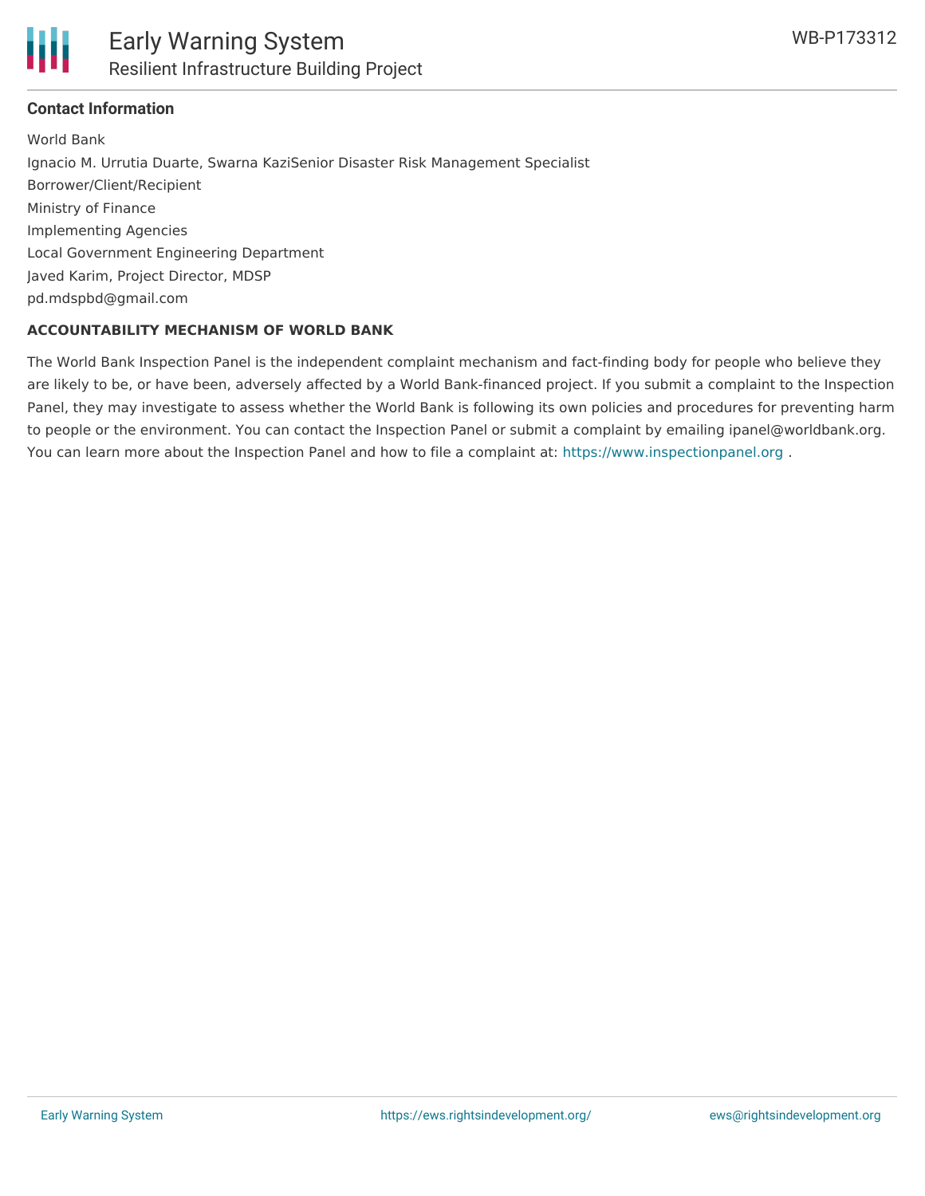## Contact Information

World Bank

Ignacio M. Urrutia Duarte, Swarna KaziSenior Disaster Risk Management Specialist

Borrower/Client/Recipient

Ministry of Finance

Implementing Agencies

Local Government Engineering Department

Javed Karim, Project Director, MDSP

pd.mdspbd@gmail.com

**ACCOUNTABILITY MECHANISM OF WORLD BANK**

The World Bank Inspection Panel is the independent complaint mechanism and fact-finding body for people who believe they are likely to be, or have been, adversely affected by a World Bank-financed project. If you submit a complaint to the Inspection Panel, they may investigate to assess whether the World Bank is following its own policies and procedures for preventing harm to people or the environment. You can contact the Inspection Panel or submit a complaint by emailing ipanel@worldbank.org. You can learn more about the Inspection Panel and how to file a complaint at: https://www.inspectionpanel.org .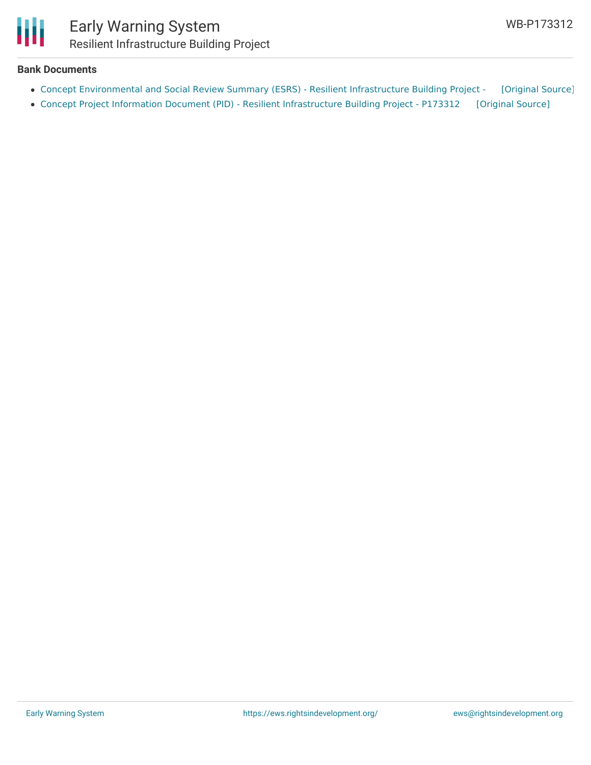### Bank Documents

- Concept Environmental and Social Review Summary (ESRS) - Resilient Infrastructure Building Project - [Original Source]
- Concept Project Information Document (PID) - Resilient Infrastructure Building Project - P173312 [Original Source]